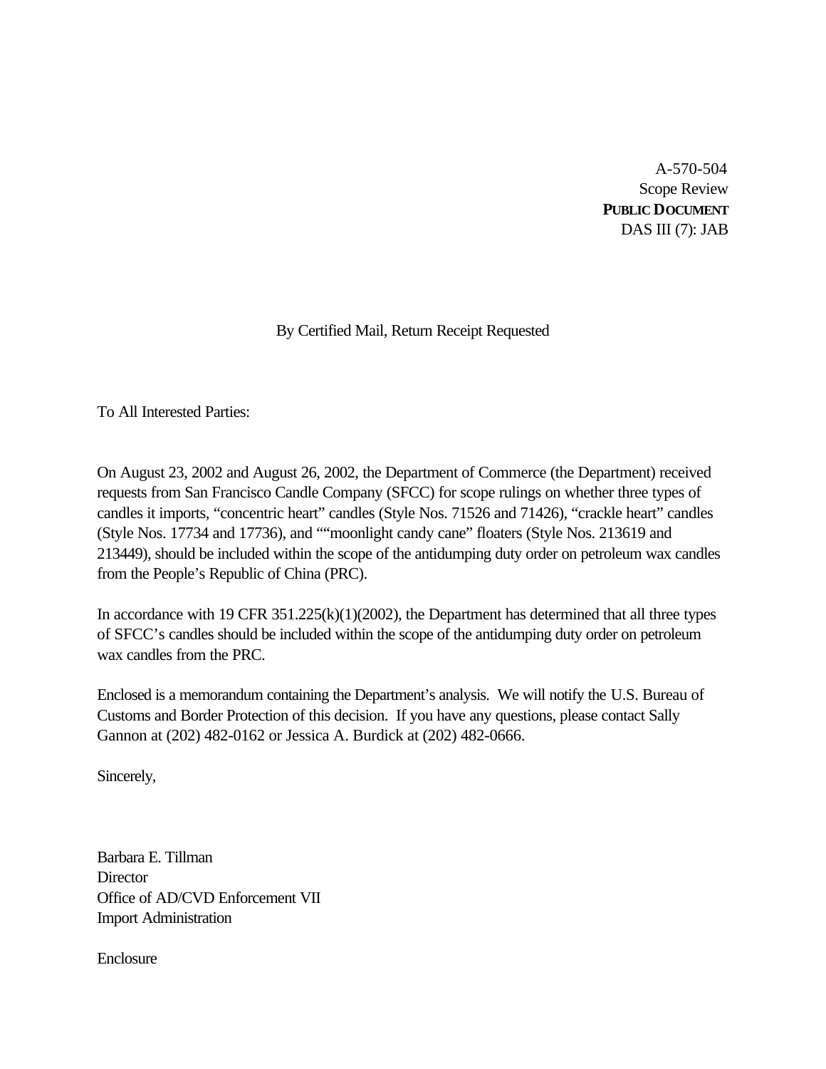A-570-504
Scope Review
**PUBLIC DOCUMENT**
DAS III (7): JAB

By Certified Mail, Return Receipt Requested

To All Interested Parties:

On August 23, 2002 and August 26, 2002, the Department of Commerce (the Department) received requests from San Francisco Candle Company (SFCC) for scope rulings on whether three types of candles it imports, "concentric heart" candles (Style Nos. 71526 and 71426), "crackle heart" candles (Style Nos. 17734 and 17736), and ""moonlight candy cane" floaters (Style Nos. 213619 and 213449), should be included within the scope of the antidumping duty order on petroleum wax candles from the People's Republic of China (PRC).

In accordance with 19 CFR 351.225(k)(1)(2002), the Department has determined that all three types of SFCC's candles should be included within the scope of the antidumping duty order on petroleum wax candles from the PRC.

Enclosed is a memorandum containing the Department's analysis. We will notify the U.S. Bureau of Customs and Border Protection of this decision. If you have any questions, please contact Sally Gannon at (202) 482-0162 or Jessica A. Burdick at (202) 482-0666.

Sincerely,

Barbara E. Tillman
Director
Office of AD/CVD Enforcement VII
Import Administration

Enclosure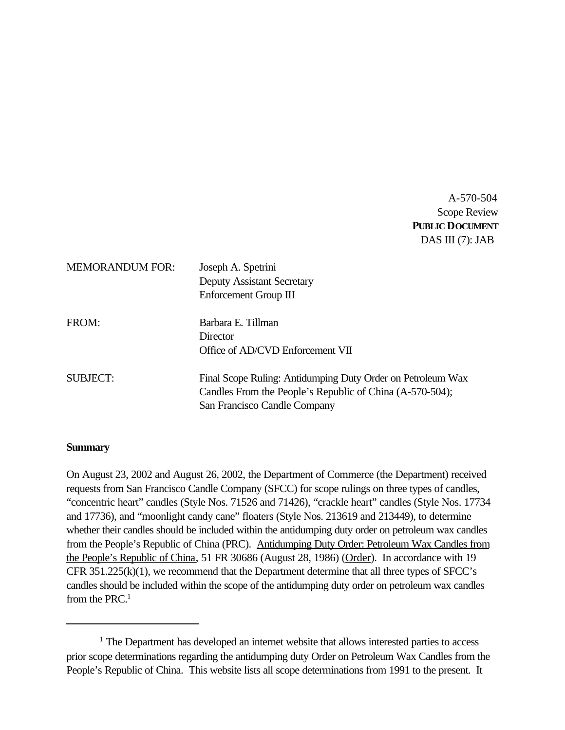A-570-504
Scope Review
**PUBLIC DOCUMENT**
DAS III (7): JAB

MEMORANDUM FOR: Joseph A. Spetrini
Deputy Assistant Secretary
Enforcement Group III

FROM: Barbara E. Tillman
Director
Office of AD/CVD Enforcement VII

SUBJECT: Final Scope Ruling: Antidumping Duty Order on Petroleum Wax Candles From the People's Republic of China (A-570-504); San Francisco Candle Company

**Summary**

On August 23, 2002 and August 26, 2002, the Department of Commerce (the Department) received requests from San Francisco Candle Company (SFCC) for scope rulings on three types of candles, "concentric heart" candles (Style Nos. 71526 and 71426), "crackle heart" candles (Style Nos. 17734 and 17736), and "moonlight candy cane" floaters (Style Nos. 213619 and 213449), to determine whether their candles should be included within the antidumping duty order on petroleum wax candles from the People's Republic of China (PRC). Antidumping Duty Order: Petroleum Wax Candles from the People's Republic of China, 51 FR 30686 (August 28, 1986) (Order). In accordance with 19 CFR 351.225(k)(1), we recommend that the Department determine that all three types of SFCC's candles should be included within the scope of the antidumping duty order on petroleum wax candles from the PRC.[1]

---

[1] The Department has developed an internet website that allows interested parties to access prior scope determinations regarding the antidumping duty Order on Petroleum Wax Candles from the People's Republic of China. This website lists all scope determinations from 1991 to the present. It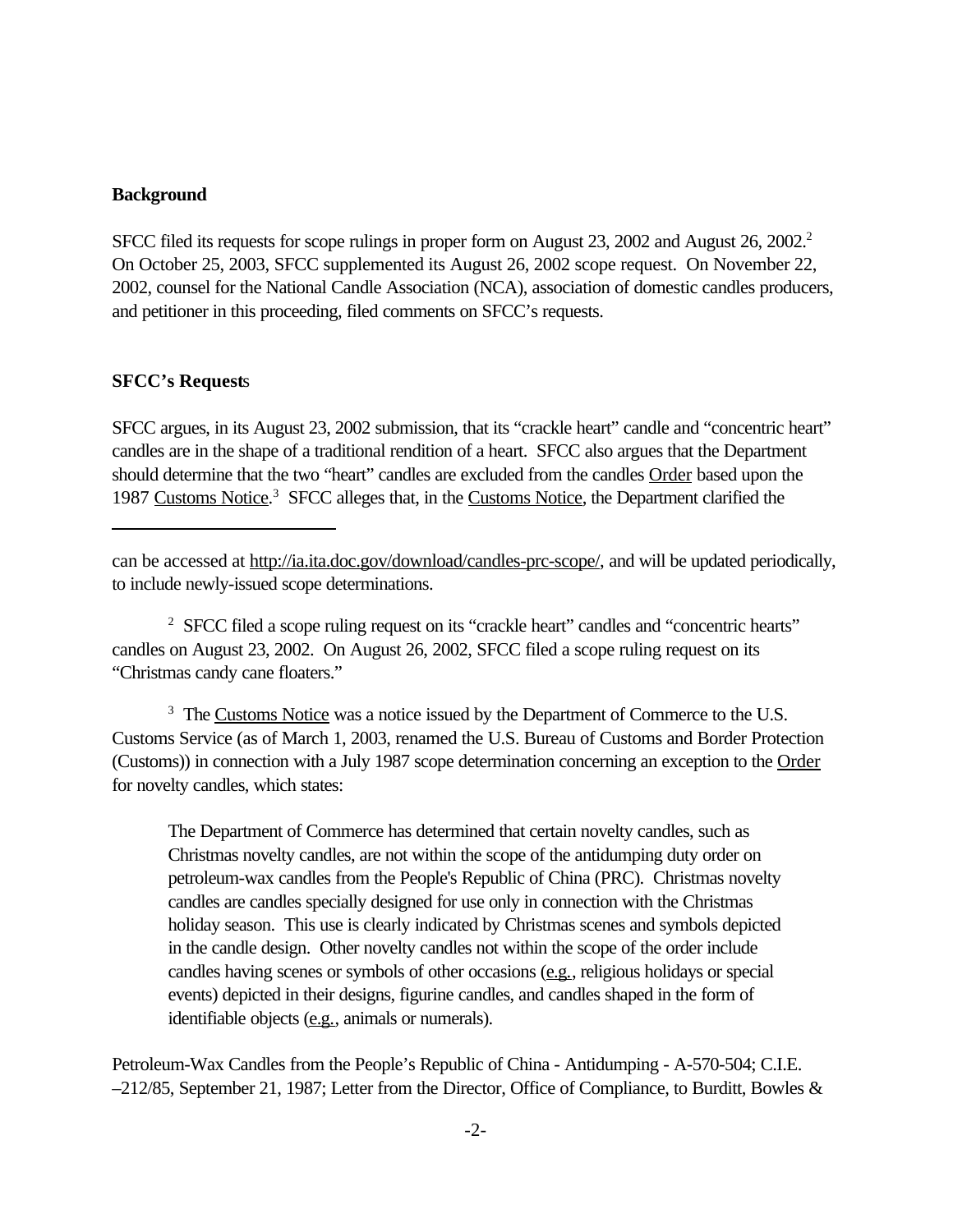**Background**

SFCC filed its requests for scope rulings in proper form on August 23, 2002 and August 26, 2002.[2] On October 25, 2003, SFCC supplemented its August 26, 2002 scope request. On November 22, 2002, counsel for the National Candle Association (NCA), association of domestic candles producers, and petitioner in this proceeding, filed comments on SFCC's requests.

**SFCC's Requests**

SFCC argues, in its August 23, 2002 submission, that its "crackle heart" candle and "concentric heart" candles are in the shape of a traditional rendition of a heart. SFCC also argues that the Department should determine that the two "heart" candles are excluded from the candles Order based upon the 1987 Customs Notice.[3] SFCC alleges that, in the Customs Notice, the Department clarified the

---

can be accessed at http://ia.ita.doc.gov/download/candles-prc-scope/, and will be updated periodically, to include newly-issued scope determinations.

[2] SFCC filed a scope ruling request on its "crackle heart" candles and "concentric hearts" candles on August 23, 2002. On August 26, 2002, SFCC filed a scope ruling request on its "Christmas candy cane floaters."

[3] The Customs Notice was a notice issued by the Department of Commerce to the U.S. Customs Service (as of March 1, 2003, renamed the U.S. Bureau of Customs and Border Protection (Customs)) in connection with a July 1987 scope determination concerning an exception to the Order for novelty candles, which states:

> The Department of Commerce has determined that certain novelty candles, such as Christmas novelty candles, are not within the scope of the antidumping duty order on petroleum-wax candles from the People's Republic of China (PRC). Christmas novelty candles are candles specially designed for use only in connection with the Christmas holiday season. This use is clearly indicated by Christmas scenes and symbols depicted in the candle design. Other novelty candles not within the scope of the order include candles having scenes or symbols of other occasions (e.g., religious holidays or special events) depicted in their designs, figurine candles, and candles shaped in the form of identifiable objects (e.g., animals or numerals).

Petroleum-Wax Candles from the People's Republic of China - Antidumping - A-570-504; C.I.E. –212/85, September 21, 1987; Letter from the Director, Office of Compliance, to Burditt, Bowles &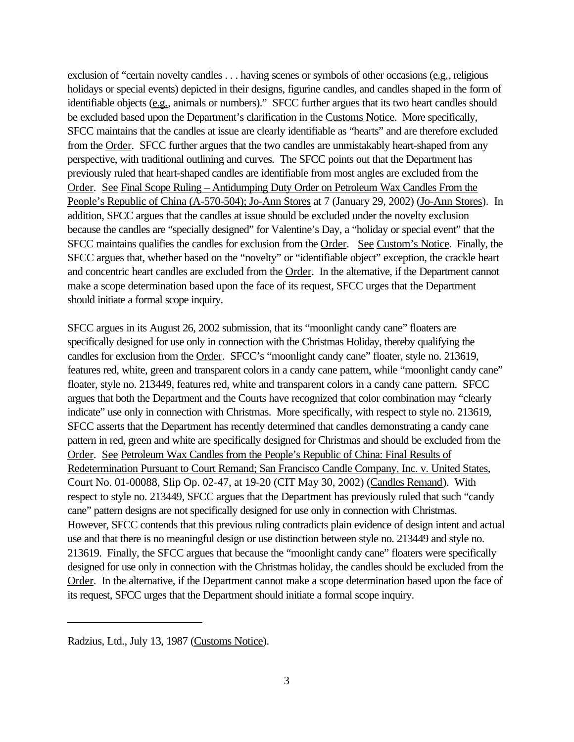exclusion of "certain novelty candles . . . having scenes or symbols of other occasions (e.g., religious holidays or special events) depicted in their designs, figurine candles, and candles shaped in the form of identifiable objects (e.g., animals or numbers)." SFCC further argues that its two heart candles should be excluded based upon the Department's clarification in the Customs Notice. More specifically, SFCC maintains that the candles at issue are clearly identifiable as "hearts" and are therefore excluded from the Order. SFCC further argues that the two candles are unmistakably heart-shaped from any perspective, with traditional outlining and curves. The SFCC points out that the Department has previously ruled that heart-shaped candles are identifiable from most angles are excluded from the Order. See Final Scope Ruling – Antidumping Duty Order on Petroleum Wax Candles From the People's Republic of China (A-570-504); Jo-Ann Stores at 7 (January 29, 2002) (Jo-Ann Stores). In addition, SFCC argues that the candles at issue should be excluded under the novelty exclusion because the candles are "specially designed" for Valentine's Day, a "holiday or special event" that the SFCC maintains qualifies the candles for exclusion from the Order. See Custom's Notice. Finally, the SFCC argues that, whether based on the "novelty" or "identifiable object" exception, the crackle heart and concentric heart candles are excluded from the Order. In the alternative, if the Department cannot make a scope determination based upon the face of its request, SFCC urges that the Department should initiate a formal scope inquiry.

SFCC argues in its August 26, 2002 submission, that its "moonlight candy cane" floaters are specifically designed for use only in connection with the Christmas Holiday, thereby qualifying the candles for exclusion from the Order. SFCC's "moonlight candy cane" floater, style no. 213619, features red, white, green and transparent colors in a candy cane pattern, while "moonlight candy cane" floater, style no. 213449, features red, white and transparent colors in a candy cane pattern. SFCC argues that both the Department and the Courts have recognized that color combination may "clearly indicate" use only in connection with Christmas. More specifically, with respect to style no. 213619, SFCC asserts that the Department has recently determined that candles demonstrating a candy cane pattern in red, green and white are specifically designed for Christmas and should be excluded from the Order. See Petroleum Wax Candles from the People's Republic of China: Final Results of Redetermination Pursuant to Court Remand; San Francisco Candle Company, Inc. v. United States, Court No. 01-00088, Slip Op. 02-47, at 19-20 (CIT May 30, 2002) (Candles Remand). With respect to style no. 213449, SFCC argues that the Department has previously ruled that such "candy cane" pattern designs are not specifically designed for use only in connection with Christmas. However, SFCC contends that this previous ruling contradicts plain evidence of design intent and actual use and that there is no meaningful design or use distinction between style no. 213449 and style no. 213619. Finally, the SFCC argues that because the "moonlight candy cane" floaters were specifically designed for use only in connection with the Christmas holiday, the candles should be excluded from the Order. In the alternative, if the Department cannot make a scope determination based upon the face of its request, SFCC urges that the Department should initiate a formal scope inquiry.

---

Radzius, Ltd., July 13, 1987 (Customs Notice).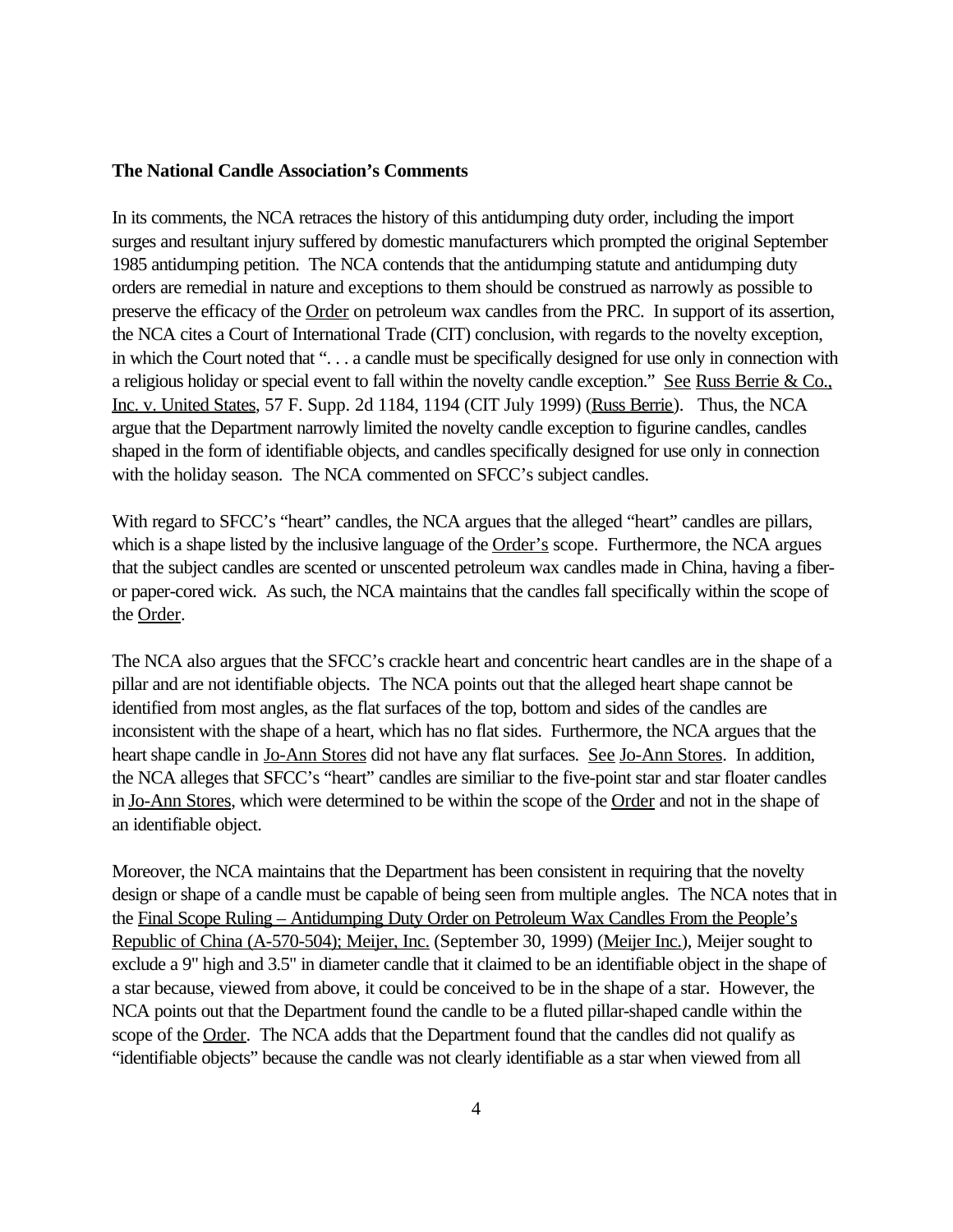**The National Candle Association's Comments**

In its comments, the NCA retraces the history of this antidumping duty order, including the import surges and resultant injury suffered by domestic manufacturers which prompted the original September 1985 antidumping petition. The NCA contends that the antidumping statute and antidumping duty orders are remedial in nature and exceptions to them should be construed as narrowly as possible to preserve the efficacy of the Order on petroleum wax candles from the PRC. In support of its assertion, the NCA cites a Court of International Trade (CIT) conclusion, with regards to the novelty exception, in which the Court noted that ". . . a candle must be specifically designed for use only in connection with a religious holiday or special event to fall within the novelty candle exception." See Russ Berrie & Co., Inc. v. United States, 57 F. Supp. 2d 1184, 1194 (CIT July 1999) (Russ Berrie). Thus, the NCA argue that the Department narrowly limited the novelty candle exception to figurine candles, candles shaped in the form of identifiable objects, and candles specifically designed for use only in connection with the holiday season. The NCA commented on SFCC's subject candles.

With regard to SFCC's "heart" candles, the NCA argues that the alleged "heart" candles are pillars, which is a shape listed by the inclusive language of the Order's scope. Furthermore, the NCA argues that the subject candles are scented or unscented petroleum wax candles made in China, having a fiber- or paper-cored wick. As such, the NCA maintains that the candles fall specifically within the scope of the Order.

The NCA also argues that the SFCC's crackle heart and concentric heart candles are in the shape of a pillar and are not identifiable objects. The NCA points out that the alleged heart shape cannot be identified from most angles, as the flat surfaces of the top, bottom and sides of the candles are inconsistent with the shape of a heart, which has no flat sides. Furthermore, the NCA argues that the heart shape candle in Jo-Ann Stores did not have any flat surfaces. See Jo-Ann Stores. In addition, the NCA alleges that SFCC's "heart" candles are similiar to the five-point star and star floater candles in Jo-Ann Stores, which were determined to be within the scope of the Order and not in the shape of an identifiable object.

Moreover, the NCA maintains that the Department has been consistent in requiring that the novelty design or shape of a candle must be capable of being seen from multiple angles. The NCA notes that in the Final Scope Ruling – Antidumping Duty Order on Petroleum Wax Candles From the People's Republic of China (A-570-504); Meijer, Inc. (September 30, 1999) (Meijer Inc.), Meijer sought to exclude a 9" high and 3.5" in diameter candle that it claimed to be an identifiable object in the shape of a star because, viewed from above, it could be conceived to be in the shape of a star. However, the NCA points out that the Department found the candle to be a fluted pillar-shaped candle within the scope of the Order. The NCA adds that the Department found that the candles did not qualify as "identifiable objects" because the candle was not clearly identifiable as a star when viewed from all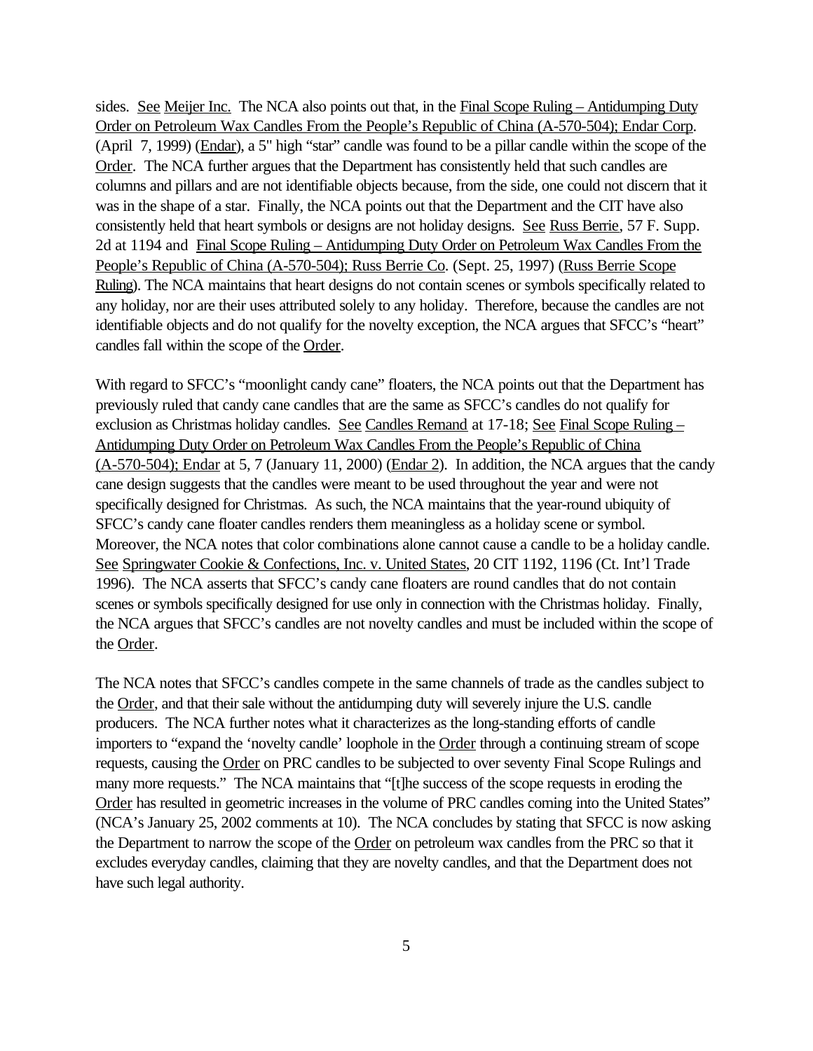sides. See Meijer Inc. The NCA also points out that, in the Final Scope Ruling – Antidumping Duty Order on Petroleum Wax Candles From the People's Republic of China (A-570-504); Endar Corp. (April 7, 1999) (Endar), a 5" high "star" candle was found to be a pillar candle within the scope of the Order. The NCA further argues that the Department has consistently held that such candles are columns and pillars and are not identifiable objects because, from the side, one could not discern that it was in the shape of a star. Finally, the NCA points out that the Department and the CIT have also consistently held that heart symbols or designs are not holiday designs. See Russ Berrie, 57 F. Supp. 2d at 1194 and Final Scope Ruling – Antidumping Duty Order on Petroleum Wax Candles From the People's Republic of China (A-570-504); Russ Berrie Co. (Sept. 25, 1997) (Russ Berrie Scope Ruling). The NCA maintains that heart designs do not contain scenes or symbols specifically related to any holiday, nor are their uses attributed solely to any holiday. Therefore, because the candles are not identifiable objects and do not qualify for the novelty exception, the NCA argues that SFCC's "heart" candles fall within the scope of the Order.

With regard to SFCC's "moonlight candy cane" floaters, the NCA points out that the Department has previously ruled that candy cane candles that are the same as SFCC's candles do not qualify for exclusion as Christmas holiday candles. See Candles Remand at 17-18; See Final Scope Ruling – Antidumping Duty Order on Petroleum Wax Candles From the People's Republic of China (A-570-504); Endar at 5, 7 (January 11, 2000) (Endar 2). In addition, the NCA argues that the candy cane design suggests that the candles were meant to be used throughout the year and were not specifically designed for Christmas. As such, the NCA maintains that the year-round ubiquity of SFCC's candy cane floater candles renders them meaningless as a holiday scene or symbol. Moreover, the NCA notes that color combinations alone cannot cause a candle to be a holiday candle. See Springwater Cookie & Confections, Inc. v. United States, 20 CIT 1192, 1196 (Ct. Int'l Trade 1996). The NCA asserts that SFCC's candy cane floaters are round candles that do not contain scenes or symbols specifically designed for use only in connection with the Christmas holiday. Finally, the NCA argues that SFCC's candles are not novelty candles and must be included within the scope of the Order.

The NCA notes that SFCC's candles compete in the same channels of trade as the candles subject to the Order, and that their sale without the antidumping duty will severely injure the U.S. candle producers. The NCA further notes what it characterizes as the long-standing efforts of candle importers to "expand the 'novelty candle' loophole in the Order through a continuing stream of scope requests, causing the Order on PRC candles to be subjected to over seventy Final Scope Rulings and many more requests." The NCA maintains that "[t]he success of the scope requests in eroding the Order has resulted in geometric increases in the volume of PRC candles coming into the United States" (NCA's January 25, 2002 comments at 10). The NCA concludes by stating that SFCC is now asking the Department to narrow the scope of the Order on petroleum wax candles from the PRC so that it excludes everyday candles, claiming that they are novelty candles, and that the Department does not have such legal authority.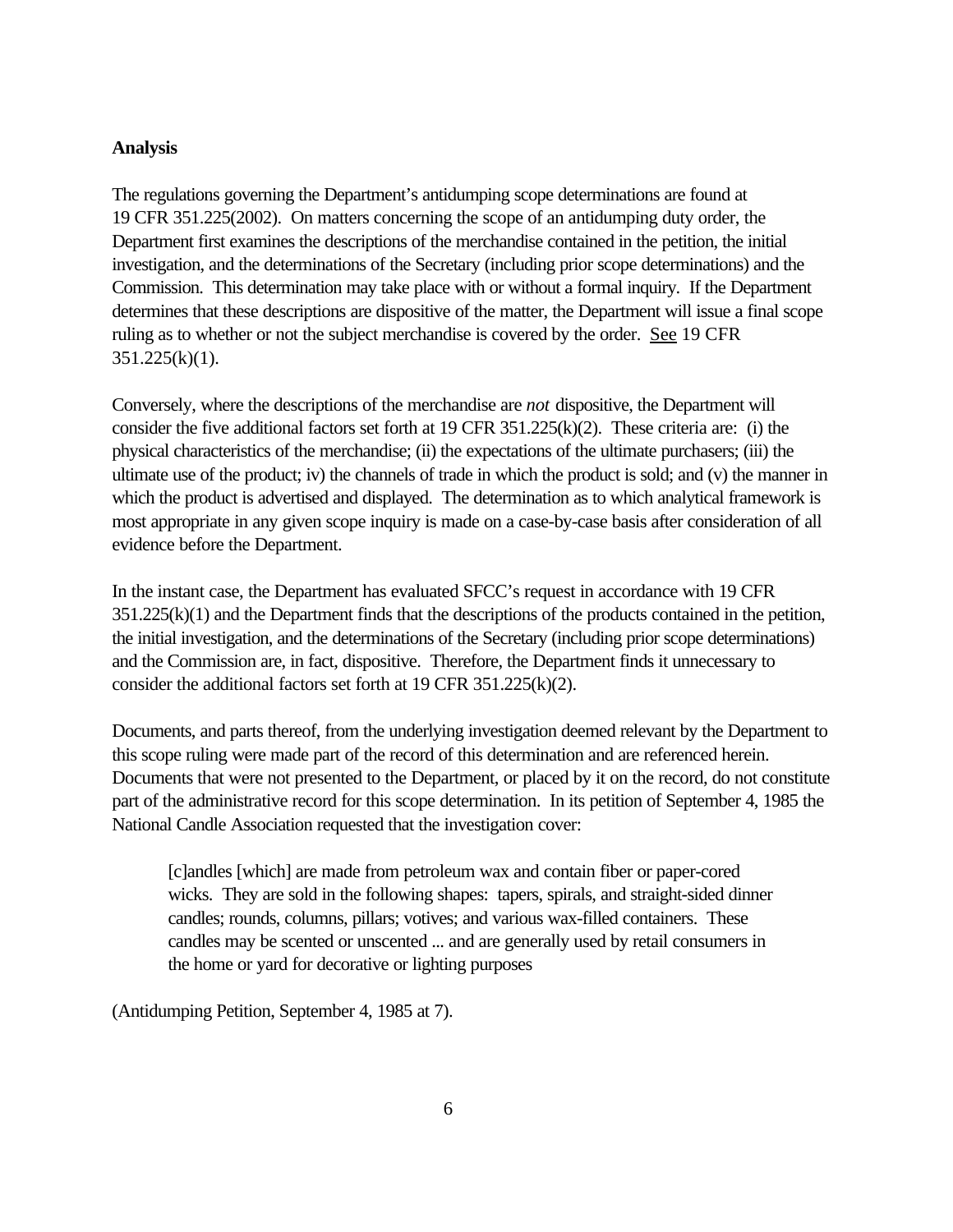**Analysis**

The regulations governing the Department's antidumping scope determinations are found at 19 CFR 351.225(2002). On matters concerning the scope of an antidumping duty order, the Department first examines the descriptions of the merchandise contained in the petition, the initial investigation, and the determinations of the Secretary (including prior scope determinations) and the Commission. This determination may take place with or without a formal inquiry. If the Department determines that these descriptions are dispositive of the matter, the Department will issue a final scope ruling as to whether or not the subject merchandise is covered by the order. See 19 CFR 351.225(k)(1).

Conversely, where the descriptions of the merchandise are *not* dispositive, the Department will consider the five additional factors set forth at 19 CFR 351.225(k)(2). These criteria are: (i) the physical characteristics of the merchandise; (ii) the expectations of the ultimate purchasers; (iii) the ultimate use of the product; iv) the channels of trade in which the product is sold; and (v) the manner in which the product is advertised and displayed. The determination as to which analytical framework is most appropriate in any given scope inquiry is made on a case-by-case basis after consideration of all evidence before the Department.

In the instant case, the Department has evaluated SFCC's request in accordance with 19 CFR 351.225(k)(1) and the Department finds that the descriptions of the products contained in the petition, the initial investigation, and the determinations of the Secretary (including prior scope determinations) and the Commission are, in fact, dispositive. Therefore, the Department finds it unnecessary to consider the additional factors set forth at 19 CFR 351.225(k)(2).

Documents, and parts thereof, from the underlying investigation deemed relevant by the Department to this scope ruling were made part of the record of this determination and are referenced herein. Documents that were not presented to the Department, or placed by it on the record, do not constitute part of the administrative record for this scope determination. In its petition of September 4, 1985 the National Candle Association requested that the investigation cover:

> [c]andles [which] are made from petroleum wax and contain fiber or paper-cored wicks. They are sold in the following shapes: tapers, spirals, and straight-sided dinner candles; rounds, columns, pillars; votives; and various wax-filled containers. These candles may be scented or unscented ... and are generally used by retail consumers in the home or yard for decorative or lighting purposes

(Antidumping Petition, September 4, 1985 at 7).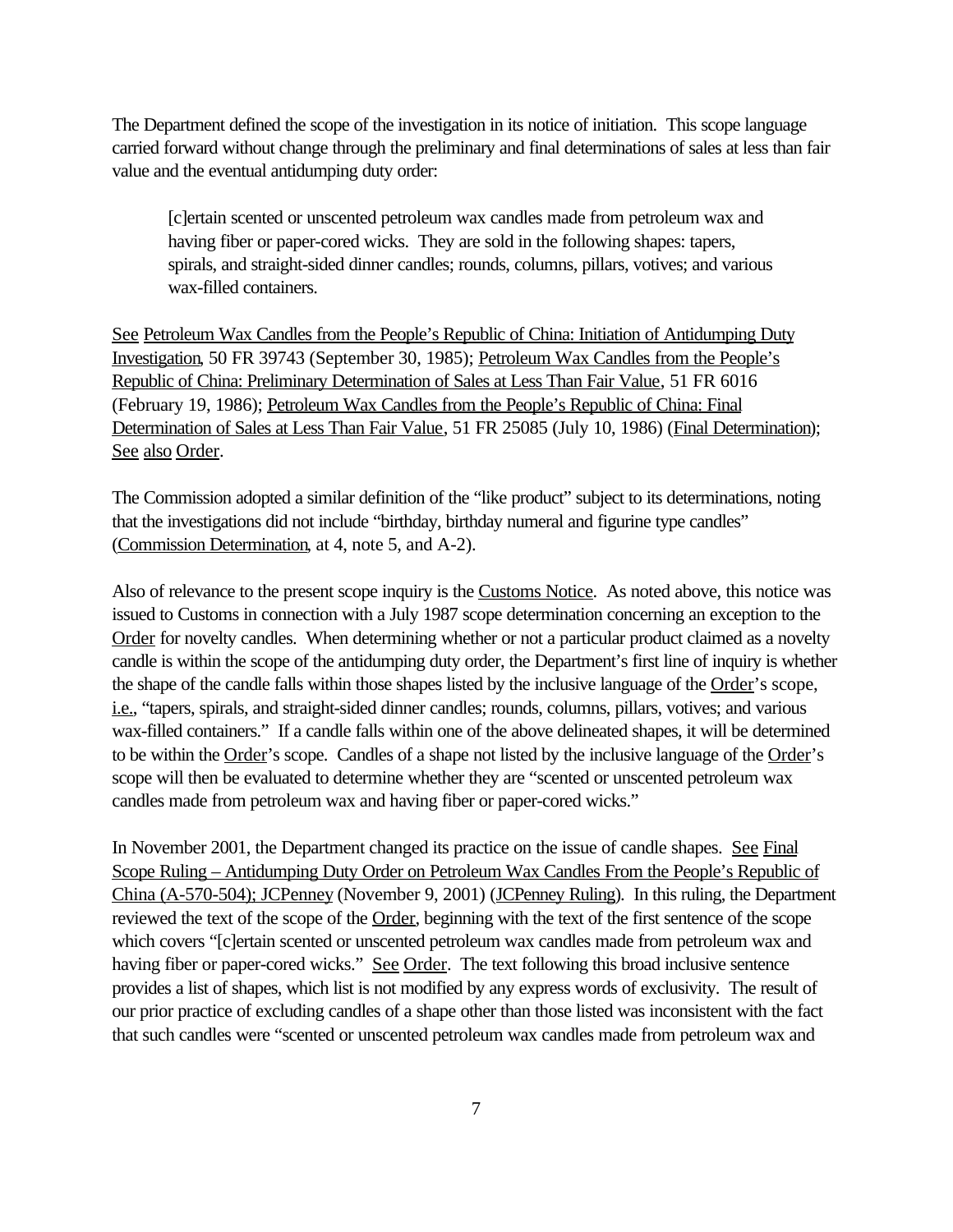The Department defined the scope of the investigation in its notice of initiation. This scope language carried forward without change through the preliminary and final determinations of sales at less than fair value and the eventual antidumping duty order:

> [c]ertain scented or unscented petroleum wax candles made from petroleum wax and having fiber or paper-cored wicks. They are sold in the following shapes: tapers, spirals, and straight-sided dinner candles; rounds, columns, pillars, votives; and various wax-filled containers.

See Petroleum Wax Candles from the People's Republic of China: Initiation of Antidumping Duty Investigation, 50 FR 39743 (September 30, 1985); Petroleum Wax Candles from the People's Republic of China: Preliminary Determination of Sales at Less Than Fair Value, 51 FR 6016 (February 19, 1986); Petroleum Wax Candles from the People's Republic of China: Final Determination of Sales at Less Than Fair Value, 51 FR 25085 (July 10, 1986) (Final Determination); See also Order.

The Commission adopted a similar definition of the "like product" subject to its determinations, noting that the investigations did not include "birthday, birthday numeral and figurine type candles" (Commission Determination, at 4, note 5, and A-2).

Also of relevance to the present scope inquiry is the Customs Notice. As noted above, this notice was issued to Customs in connection with a July 1987 scope determination concerning an exception to the Order for novelty candles. When determining whether or not a particular product claimed as a novelty candle is within the scope of the antidumping duty order, the Department's first line of inquiry is whether the shape of the candle falls within those shapes listed by the inclusive language of the Order's scope, i.e., "tapers, spirals, and straight-sided dinner candles; rounds, columns, pillars, votives; and various wax-filled containers." If a candle falls within one of the above delineated shapes, it will be determined to be within the Order's scope. Candles of a shape not listed by the inclusive language of the Order's scope will then be evaluated to determine whether they are "scented or unscented petroleum wax candles made from petroleum wax and having fiber or paper-cored wicks."

In November 2001, the Department changed its practice on the issue of candle shapes. See Final Scope Ruling – Antidumping Duty Order on Petroleum Wax Candles From the People's Republic of China (A-570-504); JCPenney (November 9, 2001) (JCPenney Ruling). In this ruling, the Department reviewed the text of the scope of the Order, beginning with the text of the first sentence of the scope which covers "[c]ertain scented or unscented petroleum wax candles made from petroleum wax and having fiber or paper-cored wicks." See Order. The text following this broad inclusive sentence provides a list of shapes, which list is not modified by any express words of exclusivity. The result of our prior practice of excluding candles of a shape other than those listed was inconsistent with the fact that such candles were "scented or unscented petroleum wax candles made from petroleum wax and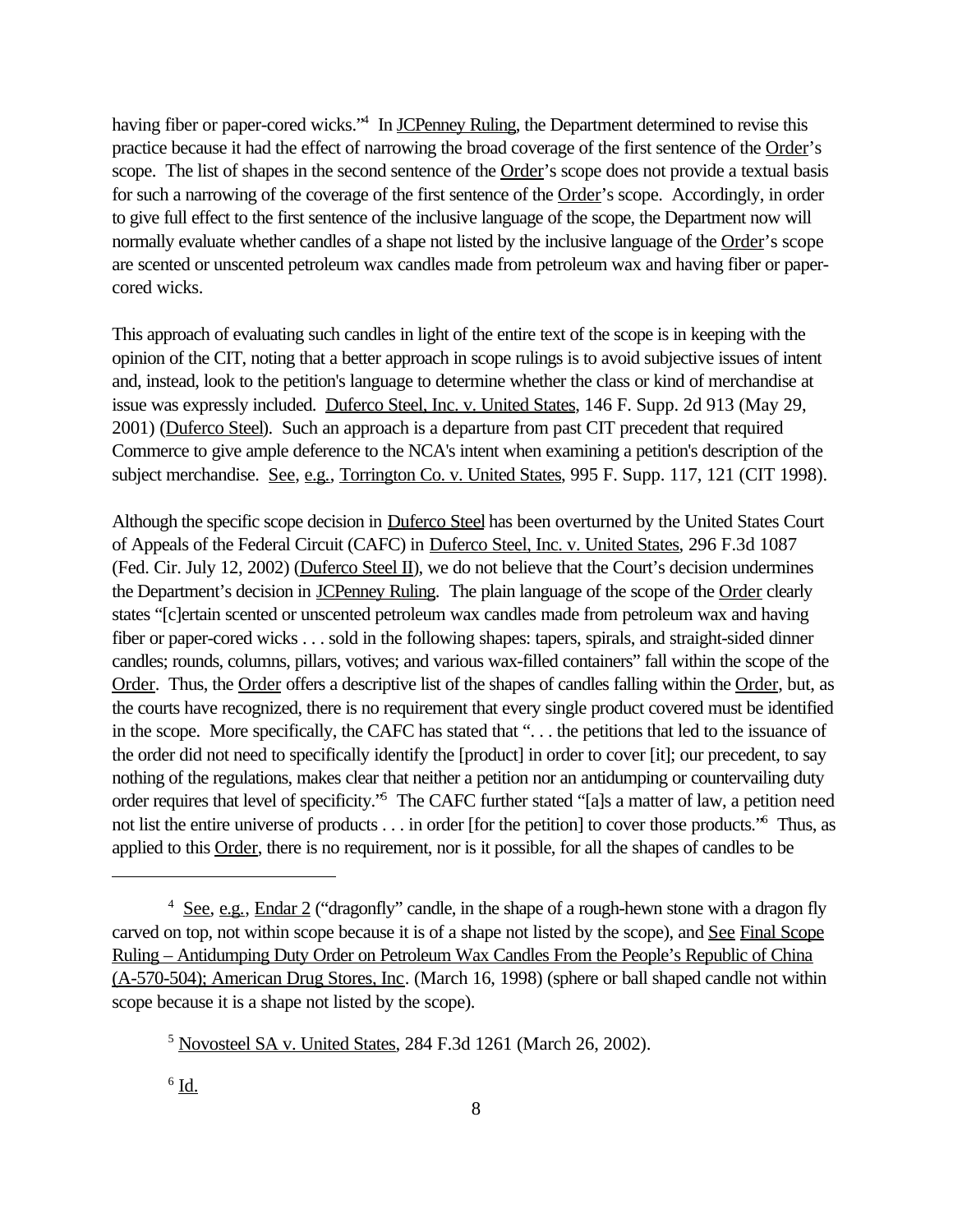having fiber or paper-cored wicks."[4] In JCPenney Ruling, the Department determined to revise this practice because it had the effect of narrowing the broad coverage of the first sentence of the Order's scope. The list of shapes in the second sentence of the Order's scope does not provide a textual basis for such a narrowing of the coverage of the first sentence of the Order's scope. Accordingly, in order to give full effect to the first sentence of the inclusive language of the scope, the Department now will normally evaluate whether candles of a shape not listed by the inclusive language of the Order's scope are scented or unscented petroleum wax candles made from petroleum wax and having fiber or paper-cored wicks.

This approach of evaluating such candles in light of the entire text of the scope is in keeping with the opinion of the CIT, noting that a better approach in scope rulings is to avoid subjective issues of intent and, instead, look to the petition's language to determine whether the class or kind of merchandise at issue was expressly included. Duferco Steel, Inc. v. United States, 146 F. Supp. 2d 913 (May 29, 2001) (Duferco Steel). Such an approach is a departure from past CIT precedent that required Commerce to give ample deference to the NCA's intent when examining a petition's description of the subject merchandise. See, e.g., Torrington Co. v. United States, 995 F. Supp. 117, 121 (CIT 1998).

Although the specific scope decision in Duferco Steel has been overturned by the United States Court of Appeals of the Federal Circuit (CAFC) in Duferco Steel, Inc. v. United States, 296 F.3d 1087 (Fed. Cir. July 12, 2002) (Duferco Steel II), we do not believe that the Court's decision undermines the Department's decision in JCPenney Ruling. The plain language of the scope of the Order clearly states "[c]ertain scented or unscented petroleum wax candles made from petroleum wax and having fiber or paper-cored wicks . . . sold in the following shapes: tapers, spirals, and straight-sided dinner candles; rounds, columns, pillars, votives; and various wax-filled containers" fall within the scope of the Order. Thus, the Order offers a descriptive list of the shapes of candles falling within the Order, but, as the courts have recognized, there is no requirement that every single product covered must be identified in the scope. More specifically, the CAFC has stated that ". . . the petitions that led to the issuance of the order did not need to specifically identify the [product] in order to cover [it]; our precedent, to say nothing of the regulations, makes clear that neither a petition nor an antidumping or countervailing duty order requires that level of specificity."[5] The CAFC further stated "[a]s a matter of law, a petition need not list the entire universe of products . . . in order [for the petition] to cover those products."[6] Thus, as applied to this Order, there is no requirement, nor is it possible, for all the shapes of candles to be

---

[4] See, e.g., Endar 2 ("dragonfly" candle, in the shape of a rough-hewn stone with a dragon fly carved on top, not within scope because it is of a shape not listed by the scope), and See Final Scope Ruling – Antidumping Duty Order on Petroleum Wax Candles From the People's Republic of China (A-570-504); American Drug Stores, Inc. (March 16, 1998) (sphere or ball shaped candle not within scope because it is a shape not listed by the scope).

[5] Novosteel SA v. United States, 284 F.3d 1261 (March 26, 2002).

[6] Id.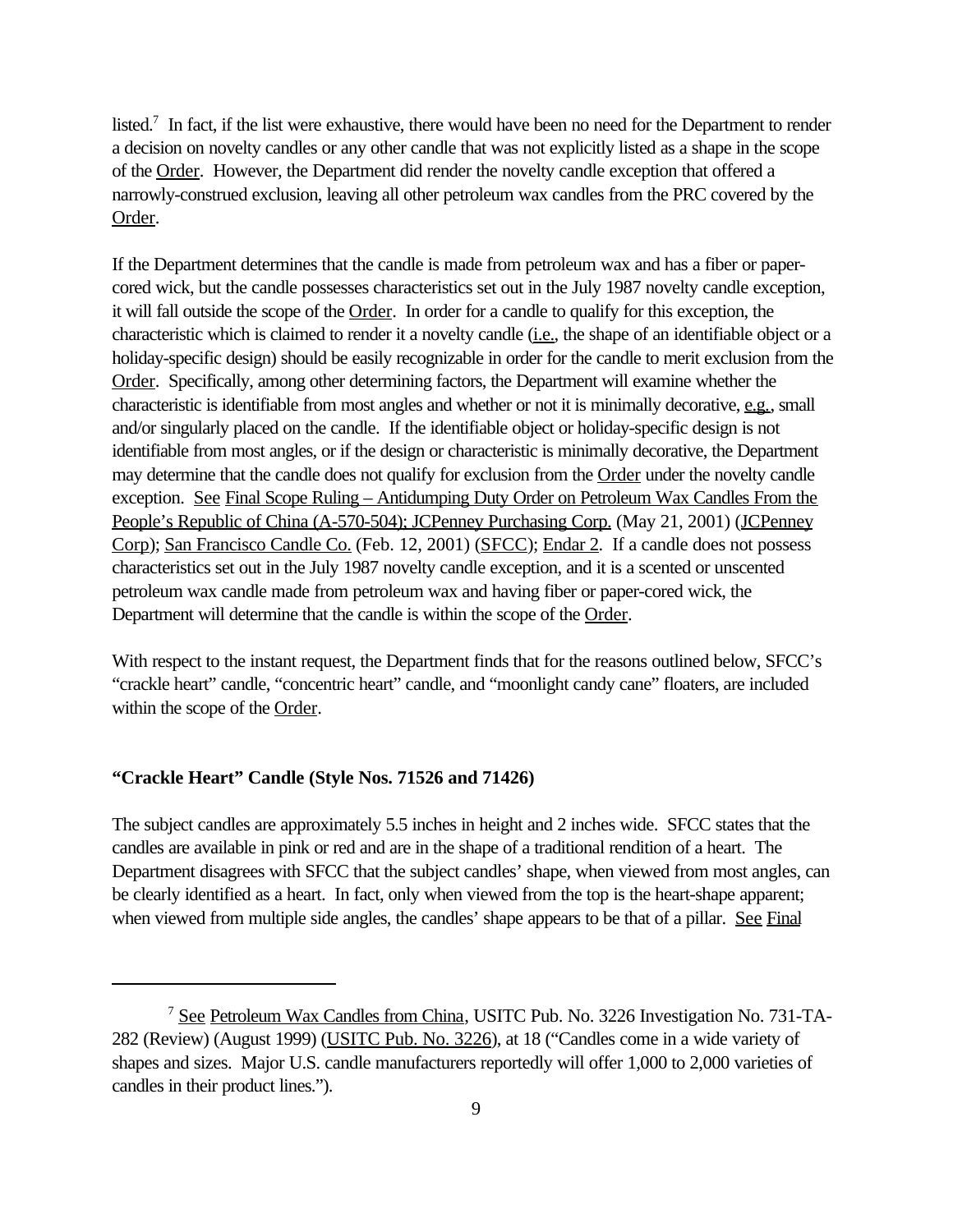listed.[7] In fact, if the list were exhaustive, there would have been no need for the Department to render a decision on novelty candles or any other candle that was not explicitly listed as a shape in the scope of the Order. However, the Department did render the novelty candle exception that offered a narrowly-construed exclusion, leaving all other petroleum wax candles from the PRC covered by the Order.

If the Department determines that the candle is made from petroleum wax and has a fiber or paper-cored wick, but the candle possesses characteristics set out in the July 1987 novelty candle exception, it will fall outside the scope of the Order. In order for a candle to qualify for this exception, the characteristic which is claimed to render it a novelty candle (i.e., the shape of an identifiable object or a holiday-specific design) should be easily recognizable in order for the candle to merit exclusion from the Order. Specifically, among other determining factors, the Department will examine whether the characteristic is identifiable from most angles and whether or not it is minimally decorative, e.g., small and/or singularly placed on the candle. If the identifiable object or holiday-specific design is not identifiable from most angles, or if the design or characteristic is minimally decorative, the Department may determine that the candle does not qualify for exclusion from the Order under the novelty candle exception. See Final Scope Ruling – Antidumping Duty Order on Petroleum Wax Candles From the People's Republic of China (A-570-504); JCPenney Purchasing Corp. (May 21, 2001) (JCPenney Corp); San Francisco Candle Co. (Feb. 12, 2001) (SFCC); Endar 2. If a candle does not possess characteristics set out in the July 1987 novelty candle exception, and it is a scented or unscented petroleum wax candle made from petroleum wax and having fiber or paper-cored wick, the Department will determine that the candle is within the scope of the Order.

With respect to the instant request, the Department finds that for the reasons outlined below, SFCC's "crackle heart" candle, "concentric heart" candle, and "moonlight candy cane" floaters, are included within the scope of the Order.

**"Crackle Heart" Candle (Style Nos. 71526 and 71426)**

The subject candles are approximately 5.5 inches in height and 2 inches wide. SFCC states that the candles are available in pink or red and are in the shape of a traditional rendition of a heart. The Department disagrees with SFCC that the subject candles' shape, when viewed from most angles, can be clearly identified as a heart. In fact, only when viewed from the top is the heart-shape apparent; when viewed from multiple side angles, the candles' shape appears to be that of a pillar. See Final

[7] See Petroleum Wax Candles from China, USITC Pub. No. 3226 Investigation No. 731-TA-282 (Review) (August 1999) (USITC Pub. No. 3226), at 18 ("Candles come in a wide variety of shapes and sizes. Major U.S. candle manufacturers reportedly will offer 1,000 to 2,000 varieties of candles in their product lines.").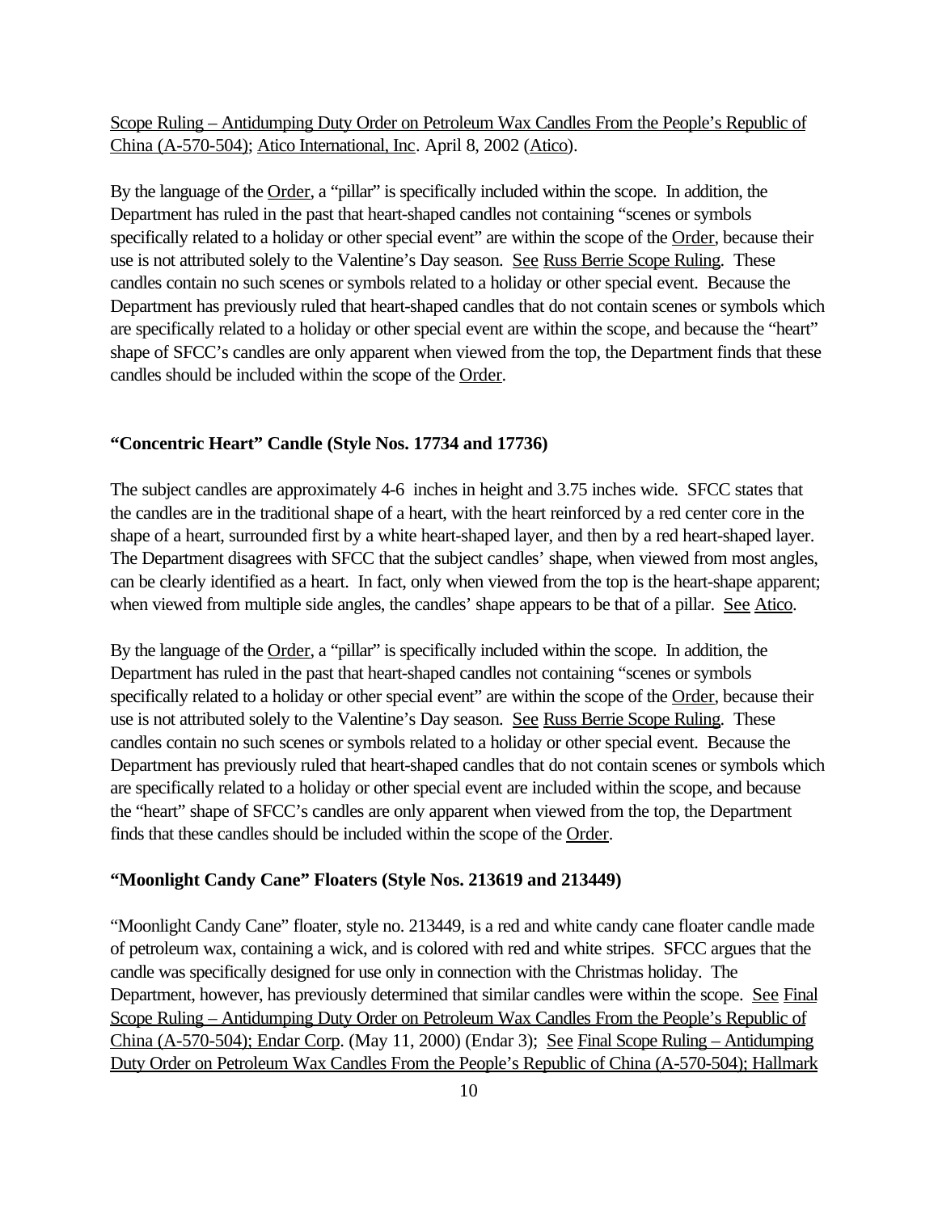Scope Ruling – Antidumping Duty Order on Petroleum Wax Candles From the People's Republic of China (A-570-504); Atico International, Inc. April 8, 2002 (Atico).

By the language of the Order, a "pillar" is specifically included within the scope. In addition, the Department has ruled in the past that heart-shaped candles not containing "scenes or symbols specifically related to a holiday or other special event" are within the scope of the Order, because their use is not attributed solely to the Valentine's Day season. See Russ Berrie Scope Ruling. These candles contain no such scenes or symbols related to a holiday or other special event. Because the Department has previously ruled that heart-shaped candles that do not contain scenes or symbols which are specifically related to a holiday or other special event are within the scope, and because the "heart" shape of SFCC's candles are only apparent when viewed from the top, the Department finds that these candles should be included within the scope of the Order.

### "Concentric Heart" Candle (Style Nos. 17734 and 17736)

The subject candles are approximately 4-6 inches in height and 3.75 inches wide. SFCC states that the candles are in the traditional shape of a heart, with the heart reinforced by a red center core in the shape of a heart, surrounded first by a white heart-shaped layer, and then by a red heart-shaped layer. The Department disagrees with SFCC that the subject candles' shape, when viewed from most angles, can be clearly identified as a heart. In fact, only when viewed from the top is the heart-shape apparent; when viewed from multiple side angles, the candles' shape appears to be that of a pillar. See Atico.

By the language of the Order, a "pillar" is specifically included within the scope. In addition, the Department has ruled in the past that heart-shaped candles not containing "scenes or symbols specifically related to a holiday or other special event" are within the scope of the Order, because their use is not attributed solely to the Valentine's Day season. See Russ Berrie Scope Ruling. These candles contain no such scenes or symbols related to a holiday or other special event. Because the Department has previously ruled that heart-shaped candles that do not contain scenes or symbols which are specifically related to a holiday or other special event are included within the scope, and because the "heart" shape of SFCC's candles are only apparent when viewed from the top, the Department finds that these candles should be included within the scope of the Order.

### "Moonlight Candy Cane" Floaters (Style Nos. 213619 and 213449)

"Moonlight Candy Cane" floater, style no. 213449, is a red and white candy cane floater candle made of petroleum wax, containing a wick, and is colored with red and white stripes. SFCC argues that the candle was specifically designed for use only in connection with the Christmas holiday. The Department, however, has previously determined that similar candles were within the scope. See Final Scope Ruling – Antidumping Duty Order on Petroleum Wax Candles From the People's Republic of China (A-570-504); Endar Corp. (May 11, 2000) (Endar 3); See Final Scope Ruling – Antidumping Duty Order on Petroleum Wax Candles From the People's Republic of China (A-570-504); Hallmark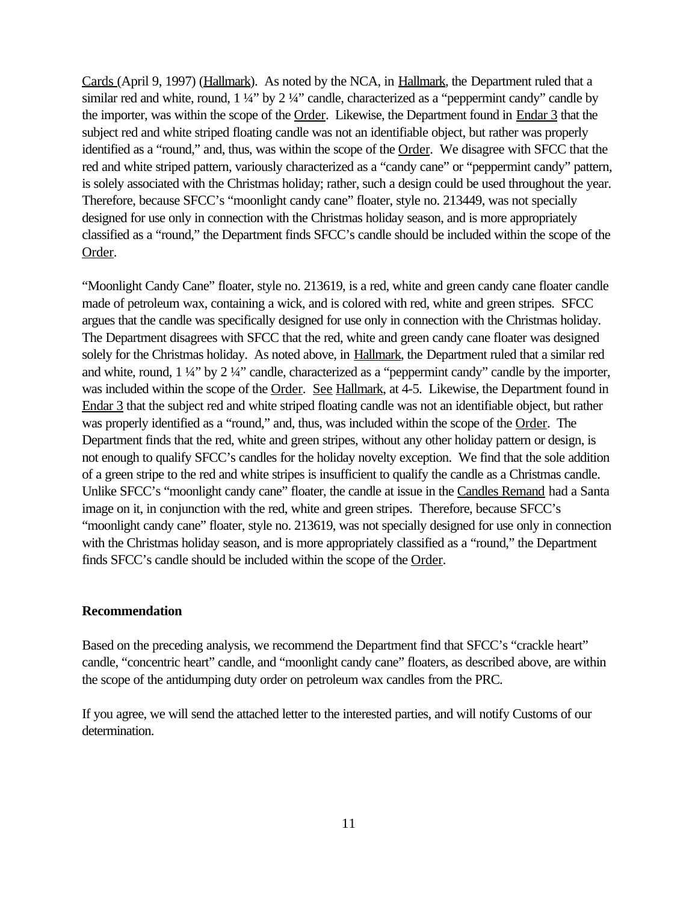Cards (April 9, 1997) (Hallmark). As noted by the NCA, in Hallmark, the Department ruled that a similar red and white, round, 1 ¼" by 2 ¼" candle, characterized as a "peppermint candy" candle by the importer, was within the scope of the Order. Likewise, the Department found in Endar 3 that the subject red and white striped floating candle was not an identifiable object, but rather was properly identified as a "round," and, thus, was within the scope of the Order. We disagree with SFCC that the red and white striped pattern, variously characterized as a "candy cane" or "peppermint candy" pattern, is solely associated with the Christmas holiday; rather, such a design could be used throughout the year. Therefore, because SFCC's "moonlight candy cane" floater, style no. 213449, was not specially designed for use only in connection with the Christmas holiday season, and is more appropriately classified as a "round," the Department finds SFCC's candle should be included within the scope of the Order.

"Moonlight Candy Cane" floater, style no. 213619, is a red, white and green candy cane floater candle made of petroleum wax, containing a wick, and is colored with red, white and green stripes. SFCC argues that the candle was specifically designed for use only in connection with the Christmas holiday. The Department disagrees with SFCC that the red, white and green candy cane floater was designed solely for the Christmas holiday. As noted above, in Hallmark, the Department ruled that a similar red and white, round, 1 ¼" by 2 ¼" candle, characterized as a "peppermint candy" candle by the importer, was included within the scope of the Order. See Hallmark, at 4-5. Likewise, the Department found in Endar 3 that the subject red and white striped floating candle was not an identifiable object, but rather was properly identified as a "round," and, thus, was included within the scope of the Order. The Department finds that the red, white and green stripes, without any other holiday pattern or design, is not enough to qualify SFCC's candles for the holiday novelty exception. We find that the sole addition of a green stripe to the red and white stripes is insufficient to qualify the candle as a Christmas candle. Unlike SFCC's "moonlight candy cane" floater, the candle at issue in the Candles Remand had a Santa image on it, in conjunction with the red, white and green stripes. Therefore, because SFCC's "moonlight candy cane" floater, style no. 213619, was not specially designed for use only in connection with the Christmas holiday season, and is more appropriately classified as a "round," the Department finds SFCC's candle should be included within the scope of the Order.

**Recommendation**

Based on the preceding analysis, we recommend the Department find that SFCC's "crackle heart" candle, "concentric heart" candle, and "moonlight candy cane" floaters, as described above, are within the scope of the antidumping duty order on petroleum wax candles from the PRC.

If you agree, we will send the attached letter to the interested parties, and will notify Customs of our determination.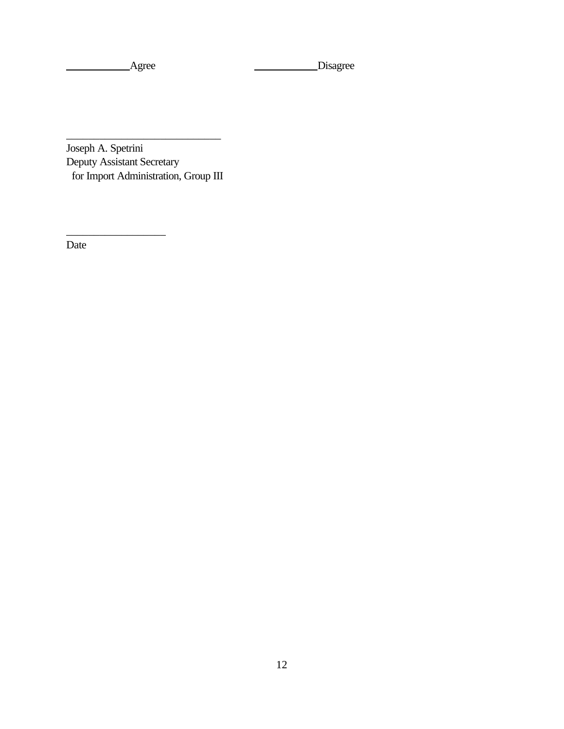____________Agree                    ____________Disagree

______________________________
Joseph A. Spetrini
Deputy Assistant Secretary
for Import Administration, Group III

___________________
Date